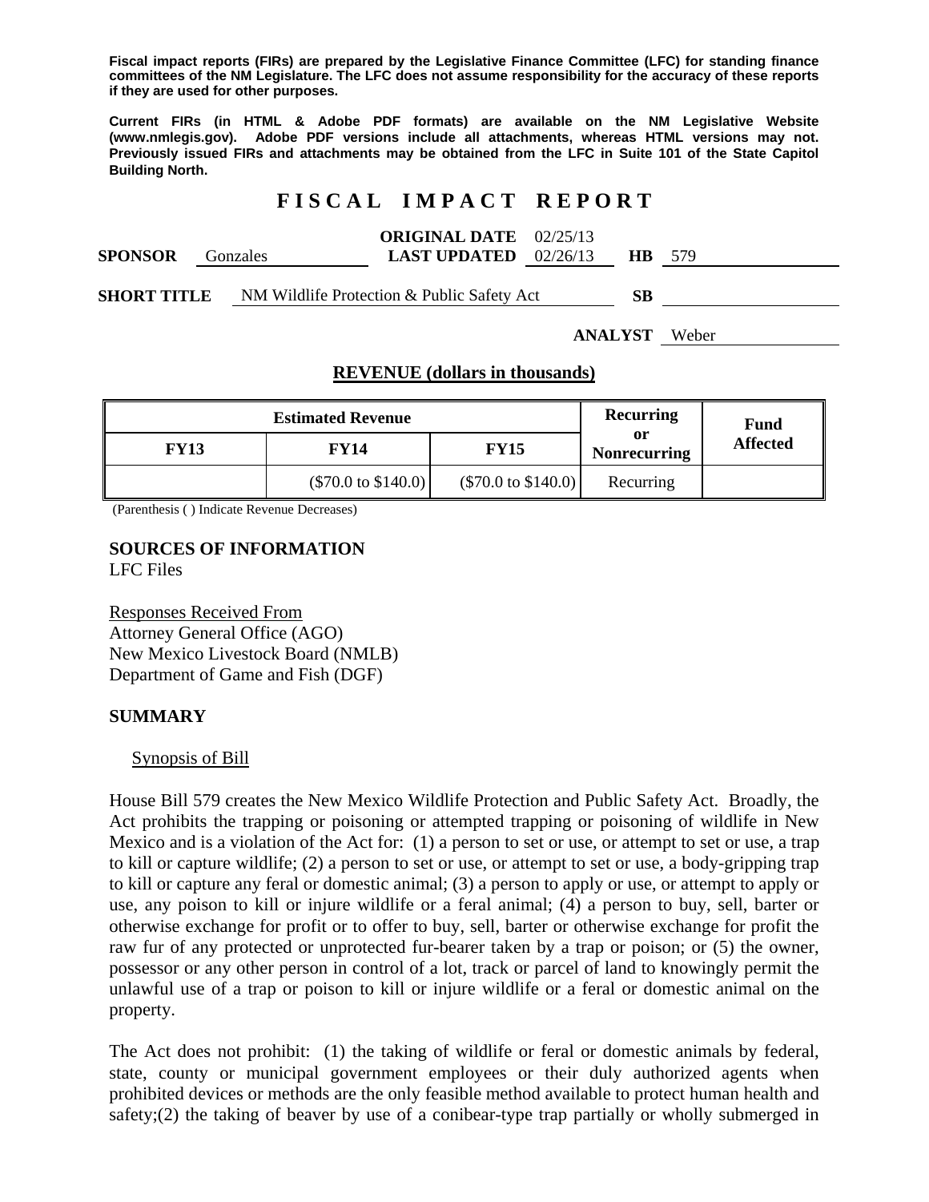**Fiscal impact reports (FIRs) are prepared by the Legislative Finance Committee (LFC) for standing finance committees of the NM Legislature. The LFC does not assume responsibility for the accuracy of these reports if they are used for other purposes.**

**Current FIRs (in HTML & Adobe PDF formats) are available on the NM Legislative Website (www.nmlegis.gov). Adobe PDF versions include all attachments, whereas HTML versions may not. Previously issued FIRs and attachments may be obtained from the LFC in Suite 101 of the State Capitol Building North.**

# FISCAL IMPACT REPORT

**SPONSOR** Gonzales **ORIGINAL DATE** 02/25/13 **LAST UPDATED** 02/26/13 **HB** 579

**SHORT TITLE** NM Wildlife Protection & Public Safety Act **SB**

**ANALYST** Weber

## REVENUE (dollars in thousands)

| Estimated Revenue | | | Recurring or Nonrecurring | Fund Affected |
|---|---|---|---|---|
| **FY13** | **FY14** | **FY15** | | |
| | (\$70.0 to \$140.0) | (\$70.0 to \$140.0) | Recurring | |

(Parenthesis ( ) Indicate Revenue Decreases)

**SOURCES OF INFORMATION**
LFC Files

Responses Received From
Attorney General Office (AGO)
New Mexico Livestock Board (NMLB)
Department of Game and Fish (DGF)

**SUMMARY**

Synopsis of Bill

House Bill 579 creates the New Mexico Wildlife Protection and Public Safety Act. Broadly, the Act prohibits the trapping or poisoning or attempted trapping or poisoning of wildlife in New Mexico and is a violation of the Act for: (1) a person to set or use, or attempt to set or use, a trap to kill or capture wildlife; (2) a person to set or use, or attempt to set or use, a body-gripping trap to kill or capture any feral or domestic animal; (3) a person to apply or use, or attempt to apply or use, any poison to kill or injure wildlife or a feral animal; (4) a person to buy, sell, barter or otherwise exchange for profit or to offer to buy, sell, barter or otherwise exchange for profit the raw fur of any protected or unprotected fur-bearer taken by a trap or poison; or (5) the owner, possessor or any other person in control of a lot, track or parcel of land to knowingly permit the unlawful use of a trap or poison to kill or injure wildlife or a feral or domestic animal on the property.

The Act does not prohibit: (1) the taking of wildlife or feral or domestic animals by federal, state, county or municipal government employees or their duly authorized agents when prohibited devices or methods are the only feasible method available to protect human health and safety;(2) the taking of beaver by use of a conibear-type trap partially or wholly submerged in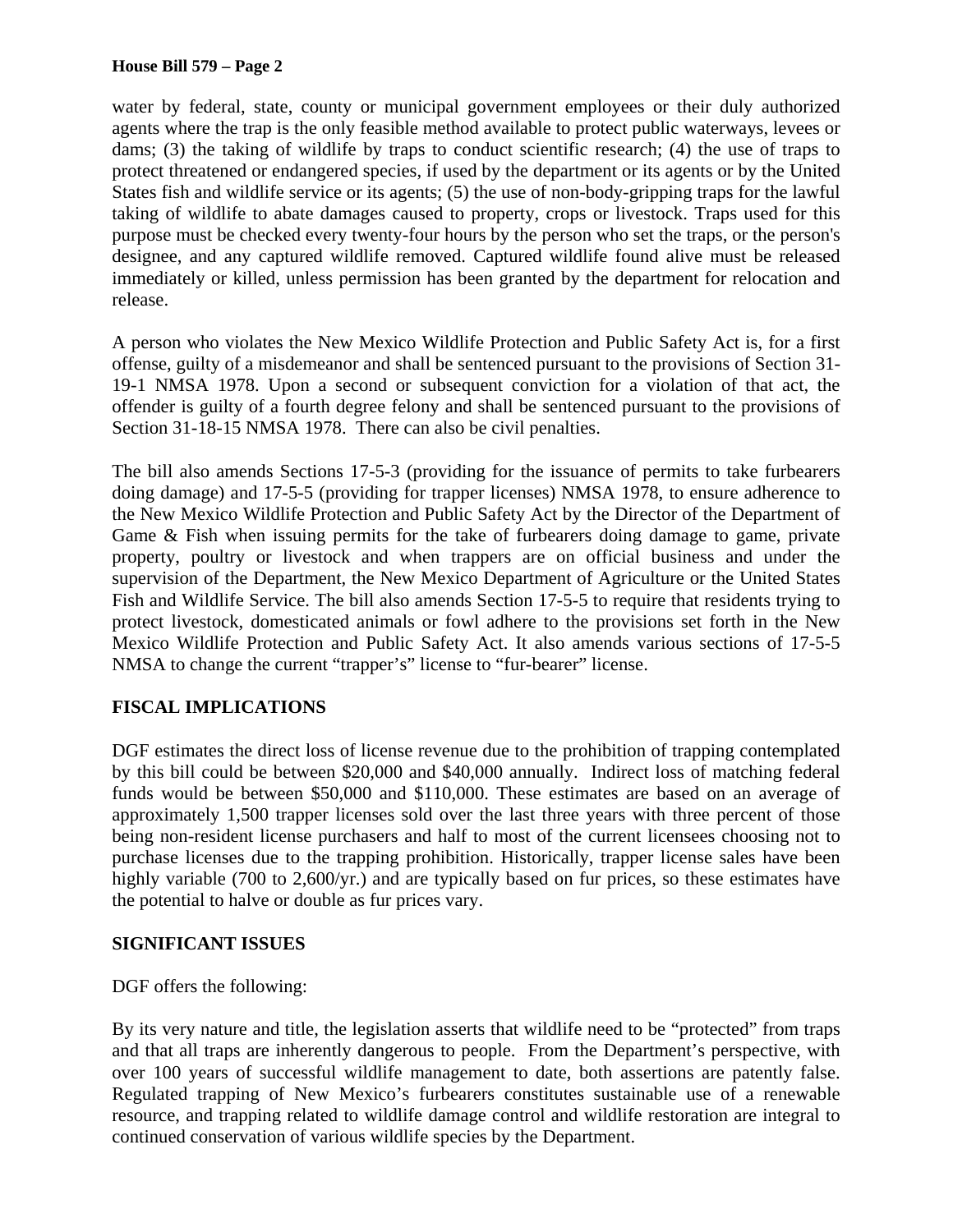water by federal, state, county or municipal government employees or their duly authorized agents where the trap is the only feasible method available to protect public waterways, levees or dams; (3) the taking of wildlife by traps to conduct scientific research; (4) the use of traps to protect threatened or endangered species, if used by the department or its agents or by the United States fish and wildlife service or its agents; (5) the use of non-body-gripping traps for the lawful taking of wildlife to abate damages caused to property, crops or livestock. Traps used for this purpose must be checked every twenty-four hours by the person who set the traps, or the person's designee, and any captured wildlife removed. Captured wildlife found alive must be released immediately or killed, unless permission has been granted by the department for relocation and release.

A person who violates the New Mexico Wildlife Protection and Public Safety Act is, for a first offense, guilty of a misdemeanor and shall be sentenced pursuant to the provisions of Section 31-19-1 NMSA 1978. Upon a second or subsequent conviction for a violation of that act, the offender is guilty of a fourth degree felony and shall be sentenced pursuant to the provisions of Section 31-18-15 NMSA 1978. There can also be civil penalties.

The bill also amends Sections 17-5-3 (providing for the issuance of permits to take furbearers doing damage) and 17-5-5 (providing for trapper licenses) NMSA 1978, to ensure adherence to the New Mexico Wildlife Protection and Public Safety Act by the Director of the Department of Game & Fish when issuing permits for the take of furbearers doing damage to game, private property, poultry or livestock and when trappers are on official business and under the supervision of the Department, the New Mexico Department of Agriculture or the United States Fish and Wildlife Service. The bill also amends Section 17-5-5 to require that residents trying to protect livestock, domesticated animals or fowl adhere to the provisions set forth in the New Mexico Wildlife Protection and Public Safety Act. It also amends various sections of 17-5-5 NMSA to change the current "trapper's" license to "fur-bearer" license.

**FISCAL IMPLICATIONS**

DGF estimates the direct loss of license revenue due to the prohibition of trapping contemplated by this bill could be between $20,000 and $40,000 annually. Indirect loss of matching federal funds would be between $50,000 and $110,000. These estimates are based on an average of approximately 1,500 trapper licenses sold over the last three years with three percent of those being non-resident license purchasers and half to most of the current licensees choosing not to purchase licenses due to the trapping prohibition. Historically, trapper license sales have been highly variable (700 to 2,600/yr.) and are typically based on fur prices, so these estimates have the potential to halve or double as fur prices vary.

**SIGNIFICANT ISSUES**

DGF offers the following:

By its very nature and title, the legislation asserts that wildlife need to be "protected" from traps and that all traps are inherently dangerous to people. From the Department's perspective, with over 100 years of successful wildlife management to date, both assertions are patently false. Regulated trapping of New Mexico's furbearers constitutes sustainable use of a renewable resource, and trapping related to wildlife damage control and wildlife restoration are integral to continued conservation of various wildlife species by the Department.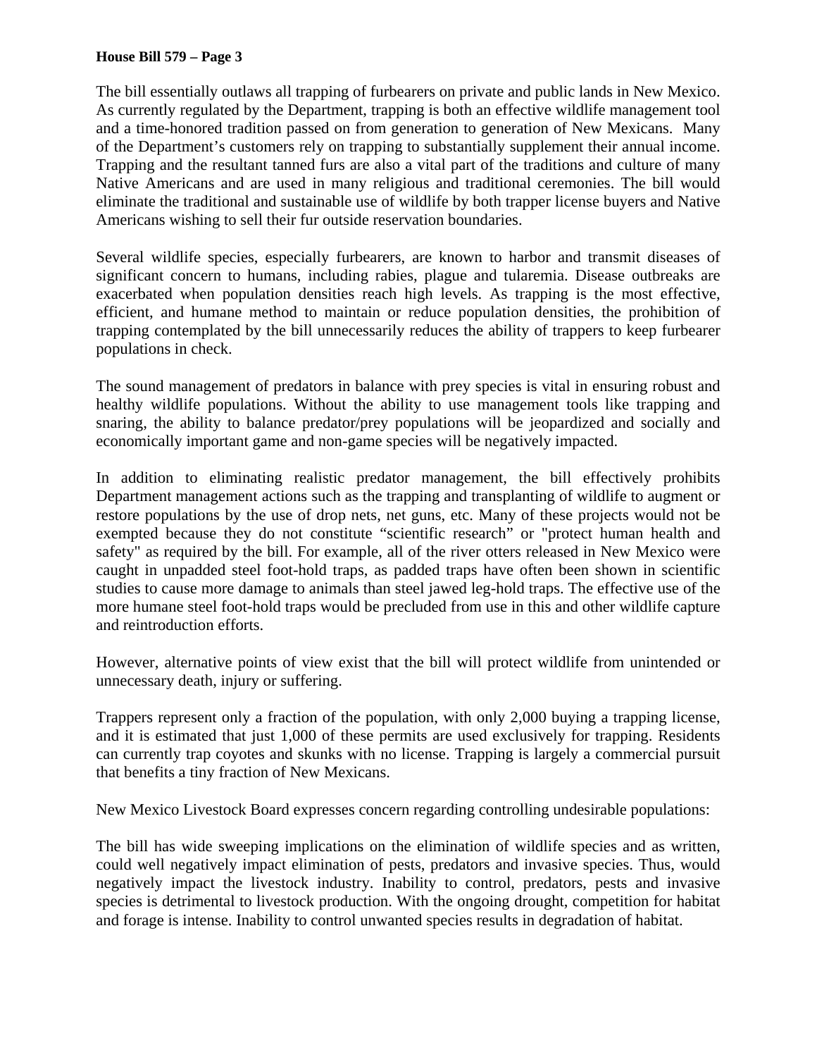The bill essentially outlaws all trapping of furbearers on private and public lands in New Mexico. As currently regulated by the Department, trapping is both an effective wildlife management tool and a time-honored tradition passed on from generation to generation of New Mexicans. Many of the Department's customers rely on trapping to substantially supplement their annual income. Trapping and the resultant tanned furs are also a vital part of the traditions and culture of many Native Americans and are used in many religious and traditional ceremonies. The bill would eliminate the traditional and sustainable use of wildlife by both trapper license buyers and Native Americans wishing to sell their fur outside reservation boundaries.

Several wildlife species, especially furbearers, are known to harbor and transmit diseases of significant concern to humans, including rabies, plague and tularemia. Disease outbreaks are exacerbated when population densities reach high levels. As trapping is the most effective, efficient, and humane method to maintain or reduce population densities, the prohibition of trapping contemplated by the bill unnecessarily reduces the ability of trappers to keep furbearer populations in check.

The sound management of predators in balance with prey species is vital in ensuring robust and healthy wildlife populations. Without the ability to use management tools like trapping and snaring, the ability to balance predator/prey populations will be jeopardized and socially and economically important game and non-game species will be negatively impacted.

In addition to eliminating realistic predator management, the bill effectively prohibits Department management actions such as the trapping and transplanting of wildlife to augment or restore populations by the use of drop nets, net guns, etc. Many of these projects would not be exempted because they do not constitute "scientific research" or "protect human health and safety" as required by the bill. For example, all of the river otters released in New Mexico were caught in unpadded steel foot-hold traps, as padded traps have often been shown in scientific studies to cause more damage to animals than steel jawed leg-hold traps. The effective use of the more humane steel foot-hold traps would be precluded from use in this and other wildlife capture and reintroduction efforts.

However, alternative points of view exist that the bill will protect wildlife from unintended or unnecessary death, injury or suffering.

Trappers represent only a fraction of the population, with only 2,000 buying a trapping license, and it is estimated that just 1,000 of these permits are used exclusively for trapping. Residents can currently trap coyotes and skunks with no license. Trapping is largely a commercial pursuit that benefits a tiny fraction of New Mexicans.

New Mexico Livestock Board expresses concern regarding controlling undesirable populations:

The bill has wide sweeping implications on the elimination of wildlife species and as written, could well negatively impact elimination of pests, predators and invasive species. Thus, would negatively impact the livestock industry. Inability to control, predators, pests and invasive species is detrimental to livestock production. With the ongoing drought, competition for habitat and forage is intense. Inability to control unwanted species results in degradation of habitat.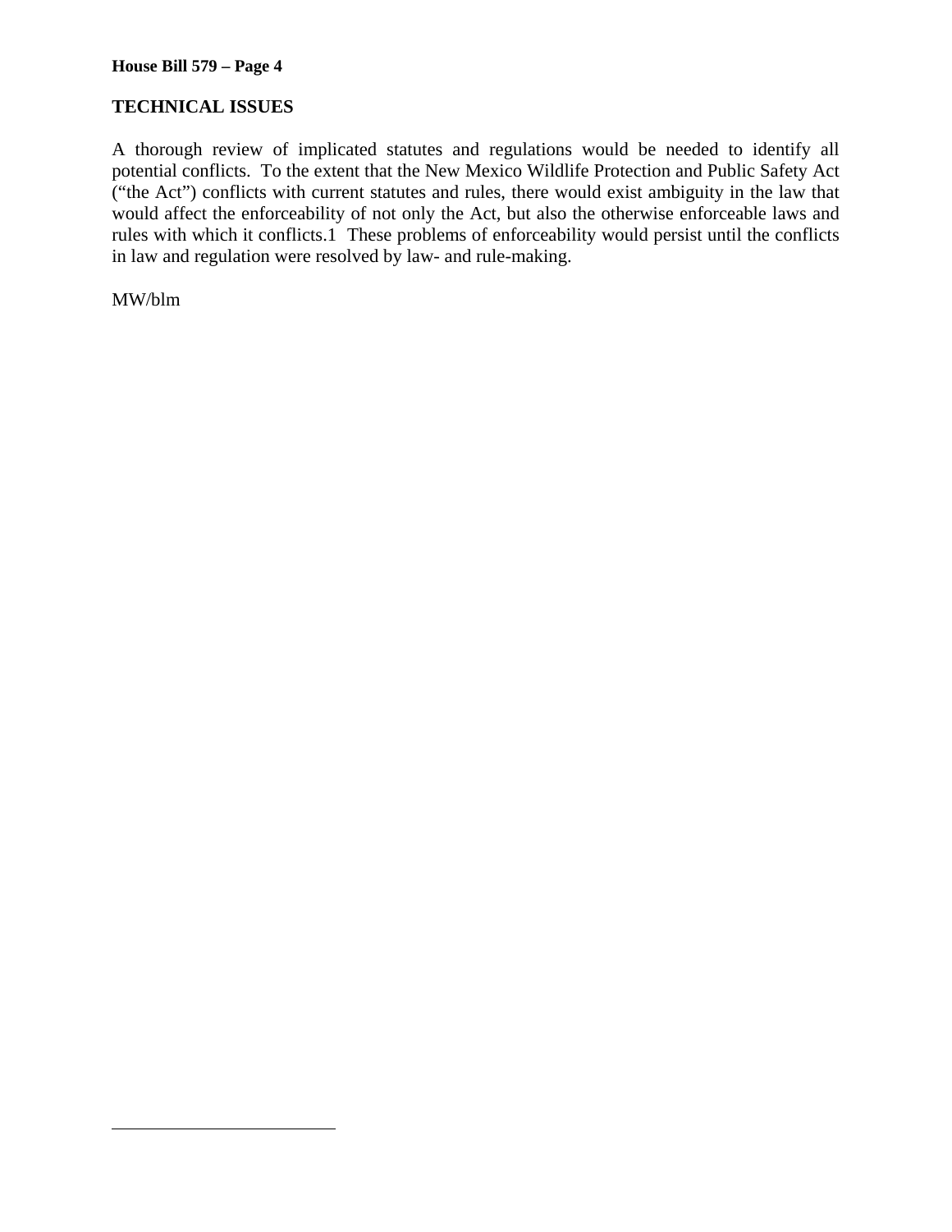## TECHNICAL ISSUES

A thorough review of implicated statutes and regulations would be needed to identify all potential conflicts. To the extent that the New Mexico Wildlife Protection and Public Safety Act ("the Act") conflicts with current statutes and rules, there would exist ambiguity in the law that would affect the enforceability of not only the Act, but also the otherwise enforceable laws and rules with which it conflicts.[1] These problems of enforceability would persist until the conflicts in law and regulation were resolved by law- and rule-making.

MW/blm